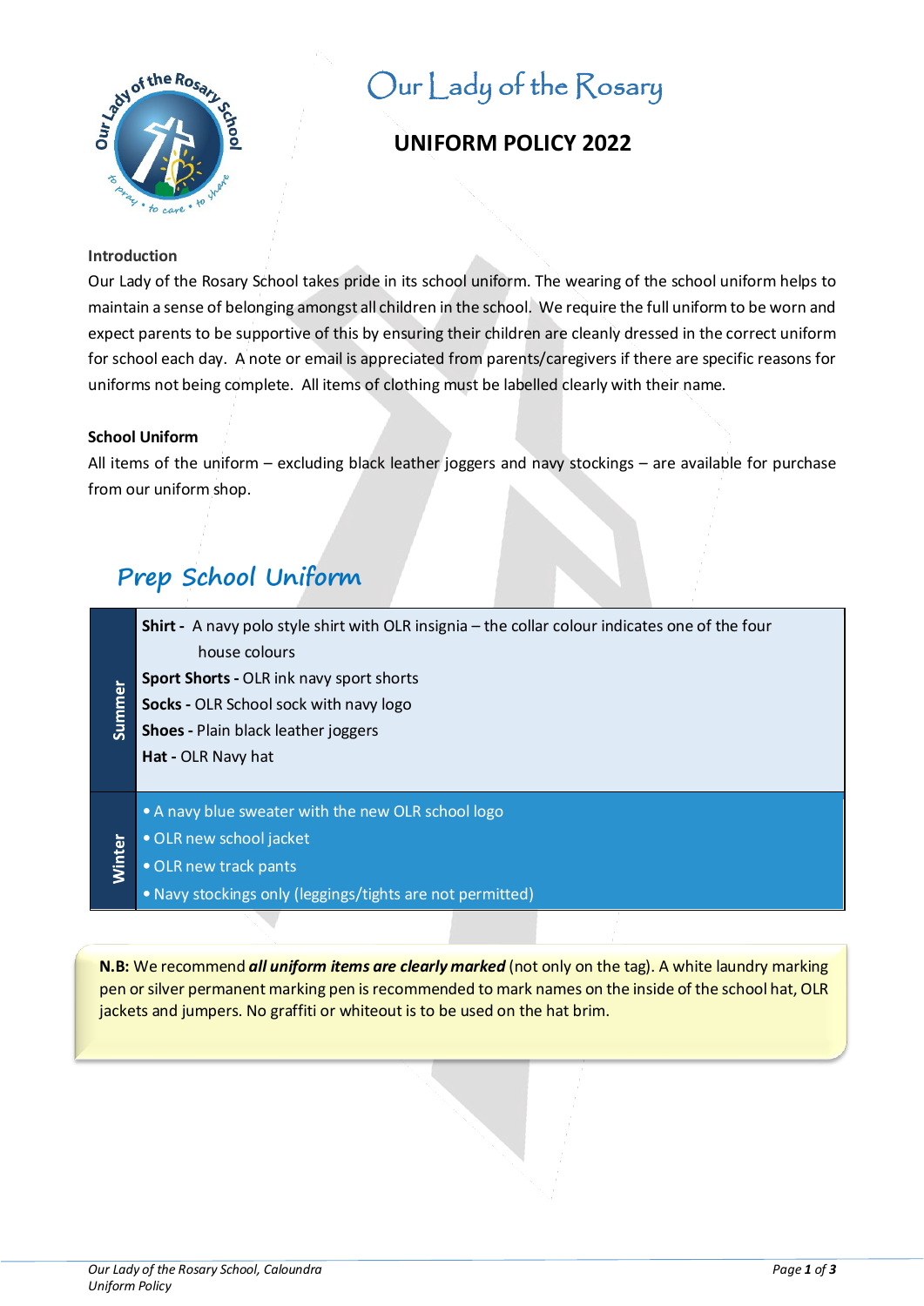# Our Lady of the Rosary

## UNIFORM POLICY 2022

**Introduction**

Our Lady of the Rosary School takes pride in its school uniform. The wearing of the school uniform helps to maintain a sense of belonging amongst all children in the school. We require the full uniform to be worn and expect parents to be supportive of this by ensuring their children are cleanly dressed in the correct uniform for school each day. A note or email is appreciated from parents/caregivers if there are specific reasons for uniforms not being complete. All items of clothing must be labelled clearly with their name.

**School Uniform**

All items of the uniform – excluding black leather joggers and navy stockings – are available for purchase from our uniform shop.

## Prep School Uniform

| Season | Items |
|---|---|
| Summer | **Shirt -** A navy polo style shirt with OLR insignia – the collar colour indicates one of the four house colours<br>**Sport Shorts -** OLR ink navy sport shorts<br>**Socks -** OLR School sock with navy logo<br>**Shoes -** Plain black leather joggers<br>**Hat -** OLR Navy hat |
| Winter | • A navy blue sweater with the new OLR school logo<br>• OLR new school jacket<br>• OLR new track pants<br>• Navy stockings only (leggings/tights are not permitted) |

**N.B:** We recommend ***all uniform items are clearly marked*** (not only on the tag). A white laundry marking pen or silver permanent marking pen is recommended to mark names on the inside of the school hat, OLR jackets and jumpers. No graffiti or whiteout is to be used on the hat brim.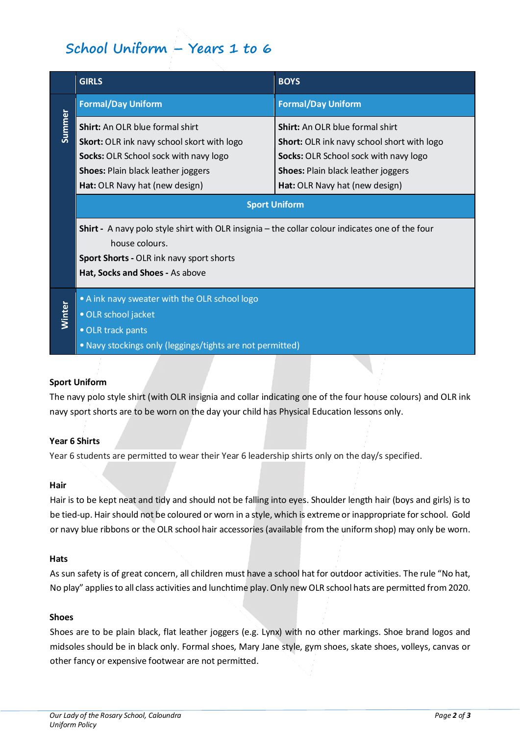# School Uniform – Years 1 to 6

| | GIRLS | BOYS |
|---|---|---|
| **Summer** | **Formal/Day Uniform** | **Formal/Day Uniform** |
| | **Shirt:** An OLR blue formal shirt<br>**Skort:** OLR ink navy school skort with logo<br>**Socks:** OLR School sock with navy logo<br>**Shoes:** Plain black leather joggers<br>**Hat:** OLR Navy hat (new design) | **Shirt:** An OLR blue formal shirt<br>**Short:** OLR ink navy school short with logo<br>**Socks:** OLR School sock with navy logo<br>**Shoes:** Plain black leather joggers<br>**Hat:** OLR Navy hat (new design) |
| | **Sport Uniform** | |
| | **Shirt -** A navy polo style shirt with OLR insignia – the collar colour indicates one of the four house colours.<br>**Sport Shorts -** OLR ink navy sport shorts<br>**Hat, Socks and Shoes -** As above | |
| **Winter** | • A ink navy sweater with the OLR school logo<br>• OLR school jacket<br>• OLR track pants<br>• Navy stockings only (leggings/tights are not permitted) | |

**Sport Uniform**

The navy polo style shirt (with OLR insignia and collar indicating one of the four house colours) and OLR ink navy sport shorts are to be worn on the day your child has Physical Education lessons only.

**Year 6 Shirts**

Year 6 students are permitted to wear their Year 6 leadership shirts only on the day/s specified.

**Hair**

Hair is to be kept neat and tidy and should not be falling into eyes. Shoulder length hair (boys and girls) is to be tied-up. Hair should not be coloured or worn in a style, which is extreme or inappropriate for school. Gold or navy blue ribbons or the OLR school hair accessories (available from the uniform shop) may only be worn.

**Hats**

As sun safety is of great concern, all children must have a school hat for outdoor activities. The rule "No hat, No play" applies to all class activities and lunchtime play. Only new OLR school hats are permitted from 2020.

**Shoes**

Shoes are to be plain black, flat leather joggers (e.g. Lynx) with no other markings. Shoe brand logos and midsoles should be in black only. Formal shoes, Mary Jane style, gym shoes, skate shoes, volleys, canvas or other fancy or expensive footwear are not permitted.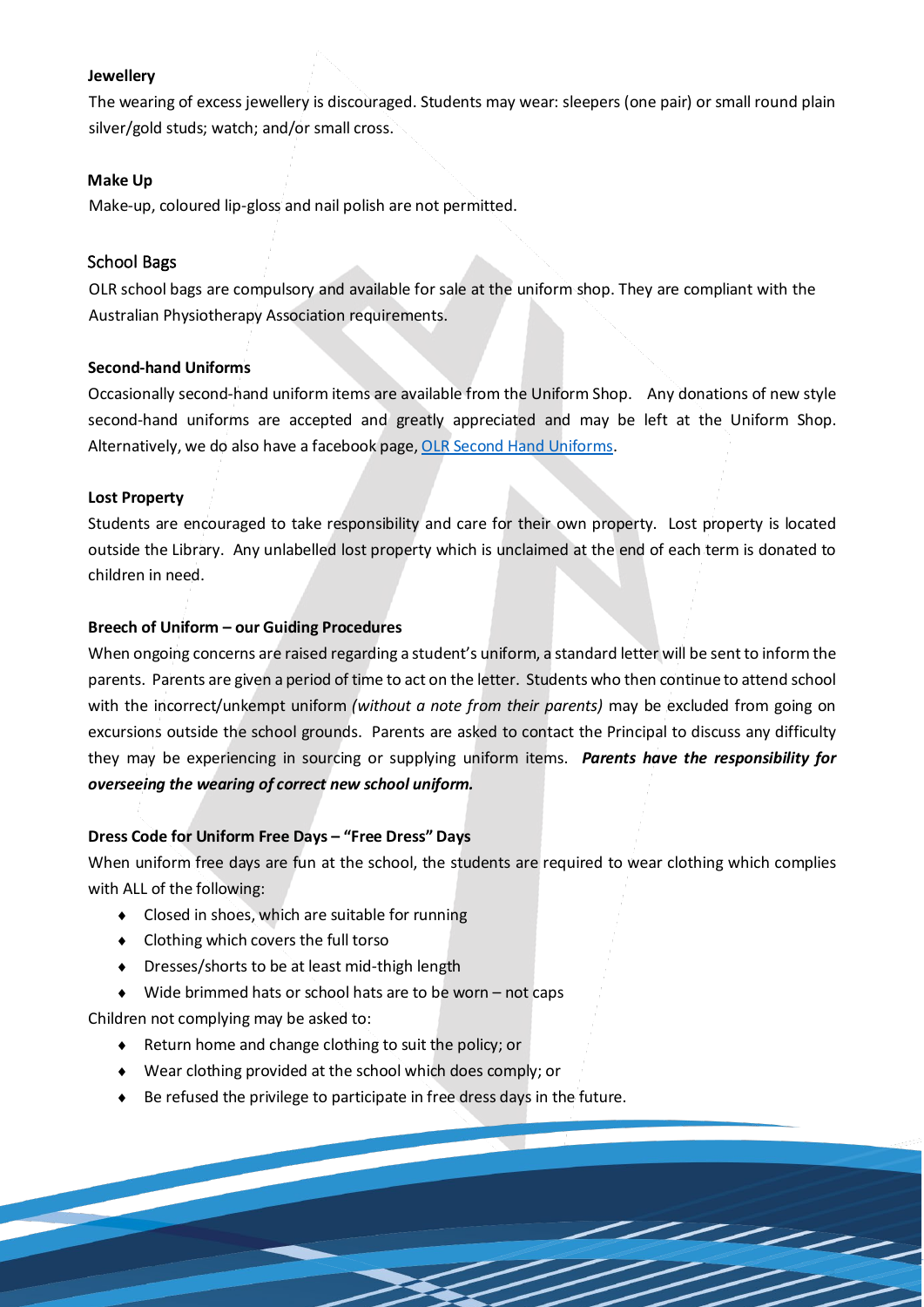**Jewellery**

The wearing of excess jewellery is discouraged. Students may wear: sleepers (one pair) or small round plain silver/gold studs; watch; and/or small cross.

**Make Up**

Make-up, coloured lip-gloss and nail polish are not permitted.

**School Bags**

OLR school bags are compulsory and available for sale at the uniform shop. They are compliant with the Australian Physiotherapy Association requirements.

**Second-hand Uniforms**

Occasionally second-hand uniform items are available from the Uniform Shop. Any donations of new style second-hand uniforms are accepted and greatly appreciated and may be left at the Uniform Shop. Alternatively, we do also have a facebook page, OLR Second Hand Uniforms.

**Lost Property**

Students are encouraged to take responsibility and care for their own property. Lost property is located outside the Library. Any unlabelled lost property which is unclaimed at the end of each term is donated to children in need.

**Breech of Uniform – our Guiding Procedures**

When ongoing concerns are raised regarding a student's uniform, a standard letter will be sent to inform the parents. Parents are given a period of time to act on the letter. Students who then continue to attend school with the incorrect/unkempt uniform *(without a note from their parents)* may be excluded from going on excursions outside the school grounds. Parents are asked to contact the Principal to discuss any difficulty they may be experiencing in sourcing or supplying uniform items. ***Parents have the responsibility for overseeing the wearing of correct new school uniform.***

**Dress Code for Uniform Free Days – "Free Dress" Days**

When uniform free days are fun at the school, the students are required to wear clothing which complies with ALL of the following:

- Closed in shoes, which are suitable for running
- Clothing which covers the full torso
- Dresses/shorts to be at least mid-thigh length
- Wide brimmed hats or school hats are to be worn – not caps

Children not complying may be asked to:

- Return home and change clothing to suit the policy; or
- Wear clothing provided at the school which does comply; or
- Be refused the privilege to participate in free dress days in the future.